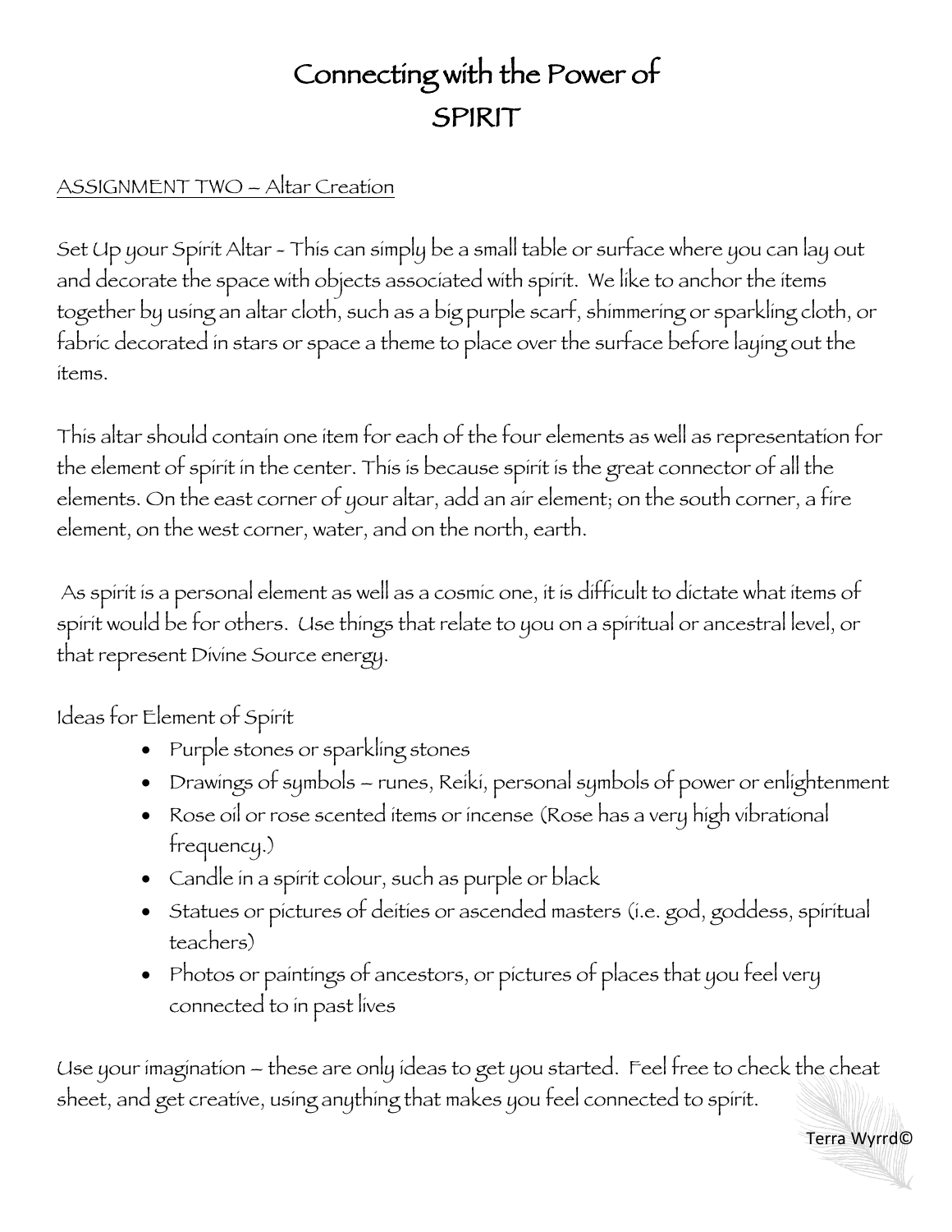# Connecting with the Power of SPIRIT

ASSIGNMENT TWO – Altar Creation

Set Up your Spirit Altar - This can simply be a small table or surface where you can lay out and decorate the space with objects associated with spirit. We like to anchor the items together by using an altar cloth, such as a big purple scarf, shimmering or sparkling cloth, or fabric decorated in stars or space a theme to place over the surface before laying out the items.

This altar should contain one item for each of the four elements as well as representation for the element of spirit in the center. This is because spirit is the great connector of all the elements. On the east corner of your altar, add an air element; on the south corner, a fire element, on the west corner, water, and on the north, earth.

As spirit is a personal element as well as a cosmic one, it is difficult to dictate what items of spirit would be for others. Use things that relate to you on a spiritual or ancestral level, or that represent Divine Source energy.

Ideas for Element of Spirit

- Purple stones or sparkling stones
- Drawings of symbols – runes, Reiki, personal symbols of power or enlightenment
- Rose oil or rose scented items or incense (Rose has a very high vibrational frequency.)
- Candle in a spirit colour, such as purple or black
- Statues or pictures of deities or ascended masters (i.e. god, goddess, spiritual teachers)
- Photos or paintings of ancestors, or pictures of places that you feel very connected to in past lives

Use your imagination – these are only ideas to get you started. Feel free to check the cheat sheet, and get creative, using anything that makes you feel connected to spirit.

Terra Wyrrd©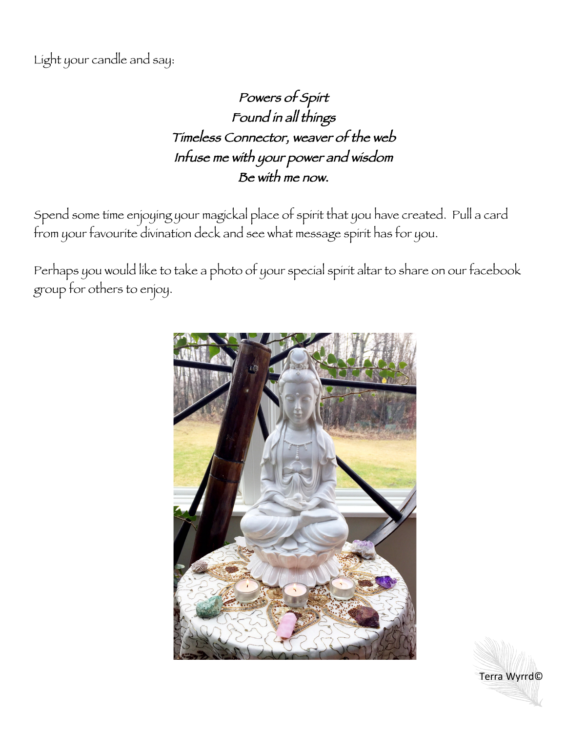Light your candle and say:

*Powers of Spirt*
*Found in all things*
*Timeless Connector, weaver of the web*
*Infuse me with your power and wisdom*
*Be with me now.*

Spend some time enjoying your magickal place of spirit that you have created. Pull a card from your favourite divination deck and see what message spirit has for you.

Perhaps you would like to take a photo of your special spirit altar to share on our facebook group for others to enjoy.

Terra Wyrrd©